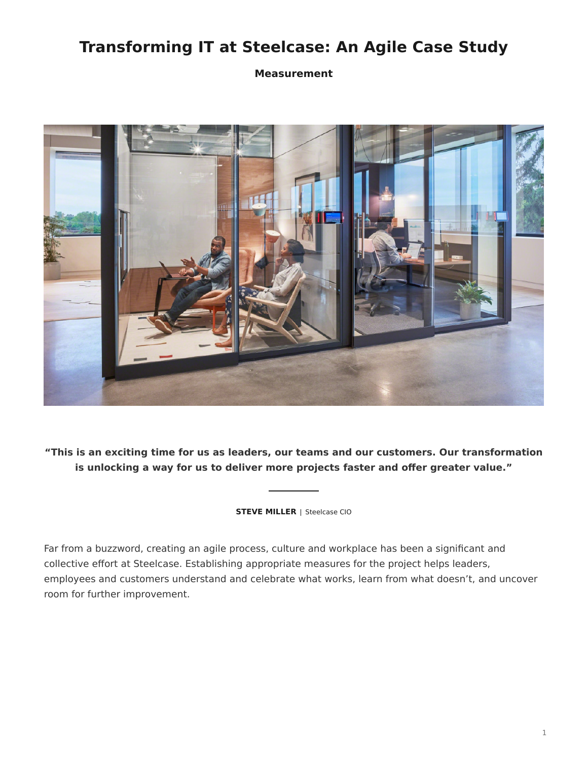# Transforming IT at Steelcase: An Agile Case Study

**Measurement**

**“This is an exciting time for us as leaders, our teams and our customers. Our transformation is unlocking a way for us to deliver more projects faster and offer greater value.”**

**STEVE MILLER** | Steelcase CIO

Far from a buzzword, creating an agile process, culture and workplace has been a significant and collective effort at Steelcase. Establishing appropriate measures for the project helps leaders, employees and customers understand and celebrate what works, learn from what doesn’t, and uncover room for further improvement.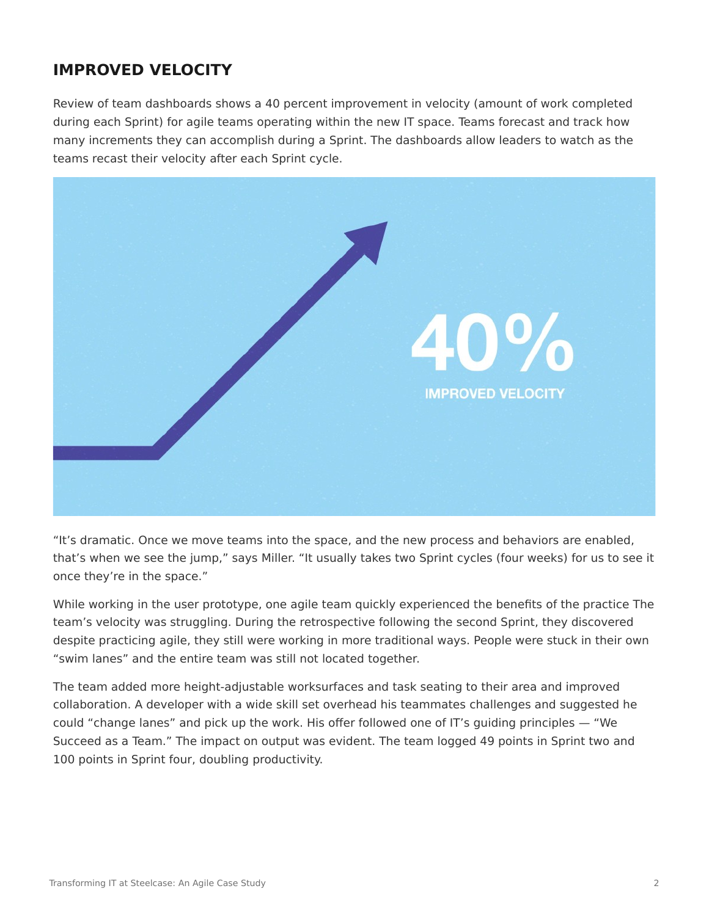## IMPROVED VELOCITY

Review of team dashboards shows a 40 percent improvement in velocity (amount of work completed during each Sprint) for agile teams operating within the new IT space. Teams forecast and track how many increments they can accomplish during a Sprint. The dashboards allow leaders to watch as the teams recast their velocity after each Sprint cycle.

40%

IMPROVED VELOCITY

“It’s dramatic. Once we move teams into the space, and the new process and behaviors are enabled, that’s when we see the jump,” says Miller. “It usually takes two Sprint cycles (four weeks) for us to see it once they’re in the space.”

While working in the user prototype, one agile team quickly experienced the benefits of the practice The team’s velocity was struggling. During the retrospective following the second Sprint, they discovered despite practicing agile, they still were working in more traditional ways. People were stuck in their own “swim lanes” and the entire team was still not located together.

The team added more height-adjustable worksurfaces and task seating to their area and improved collaboration. A developer with a wide skill set overhead his teammates challenges and suggested he could “change lanes” and pick up the work. His offer followed one of IT’s guiding principles — “We Succeed as a Team.” The impact on output was evident. The team logged 49 points in Sprint two and 100 points in Sprint four, doubling productivity.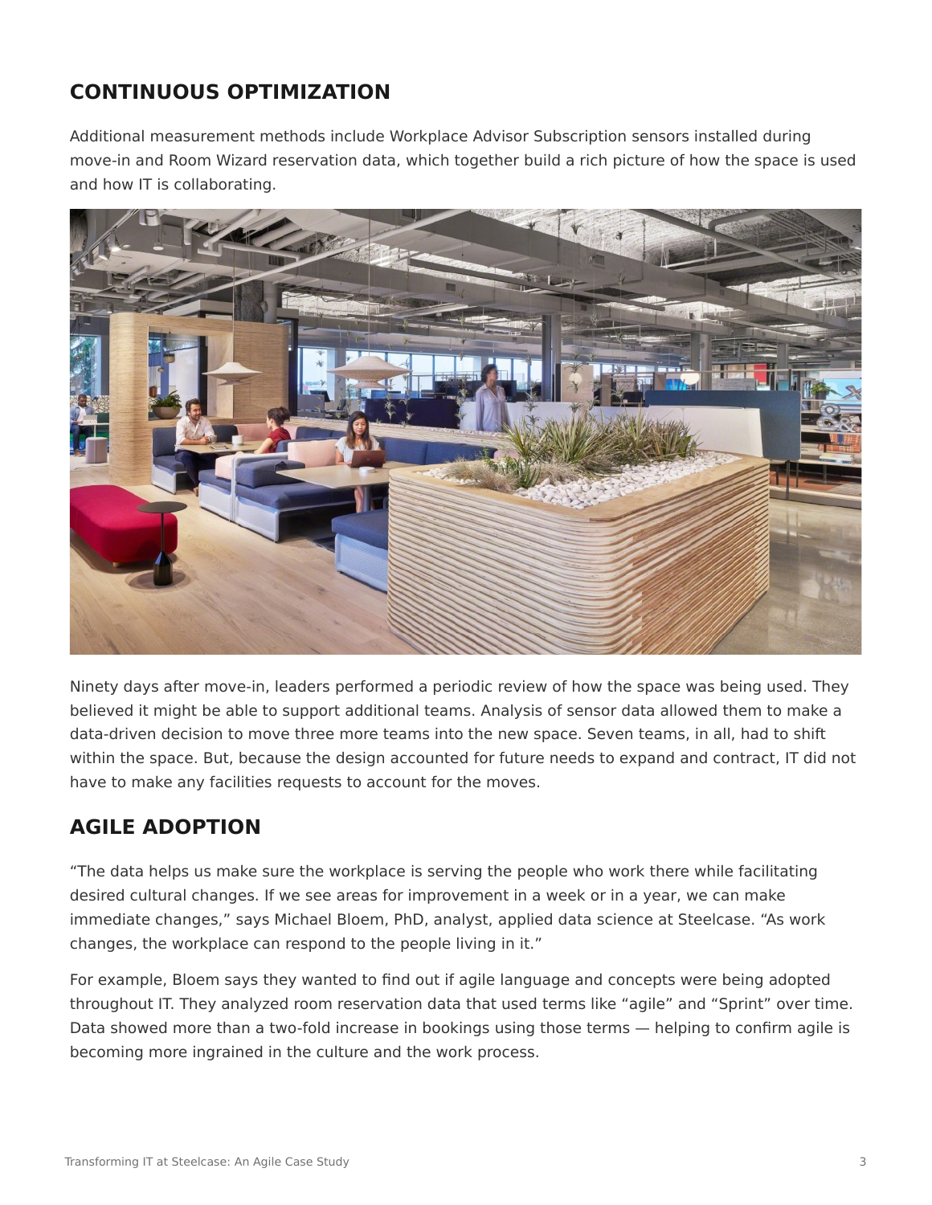## CONTINUOUS OPTIMIZATION

Additional measurement methods include Workplace Advisor Subscription sensors installed during move-in and Room Wizard reservation data, which together build a rich picture of how the space is used and how IT is collaborating.

Ninety days after move-in, leaders performed a periodic review of how the space was being used. They believed it might be able to support additional teams. Analysis of sensor data allowed them to make a data-driven decision to move three more teams into the new space. Seven teams, in all, had to shift within the space. But, because the design accounted for future needs to expand and contract, IT did not have to make any facilities requests to account for the moves.

## AGILE ADOPTION

"The data helps us make sure the workplace is serving the people who work there while facilitating desired cultural changes. If we see areas for improvement in a week or in a year, we can make immediate changes," says Michael Bloem, PhD, analyst, applied data science at Steelcase. "As work changes, the workplace can respond to the people living in it."

For example, Bloem says they wanted to find out if agile language and concepts were being adopted throughout IT. They analyzed room reservation data that used terms like "agile" and "Sprint" over time. Data showed more than a two-fold increase in bookings using those terms — helping to confirm agile is becoming more ingrained in the culture and the work process.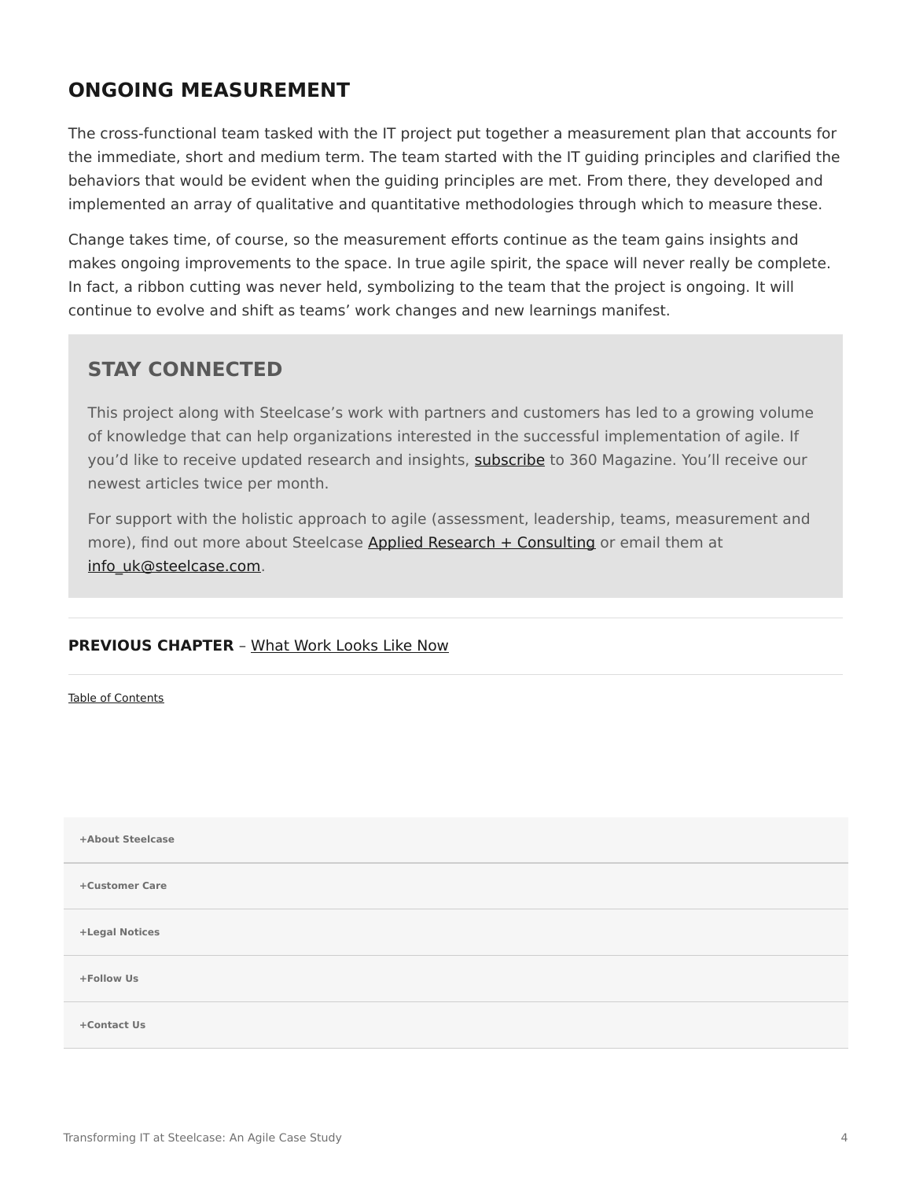## ONGOING MEASUREMENT

The cross-functional team tasked with the IT project put together a measurement plan that accounts for the immediate, short and medium term. The team started with the IT guiding principles and clarified the behaviors that would be evident when the guiding principles are met. From there, they developed and implemented an array of qualitative and quantitative methodologies through which to measure these.

Change takes time, of course, so the measurement efforts continue as the team gains insights and makes ongoing improvements to the space. In true agile spirit, the space will never really be complete. In fact, a ribbon cutting was never held, symbolizing to the team that the project is ongoing. It will continue to evolve and shift as teams' work changes and new learnings manifest.

### STAY CONNECTED

This project along with Steelcase's work with partners and customers has led to a growing volume of knowledge that can help organizations interested in the successful implementation of agile. If you'd like to receive updated research and insights, subscribe to 360 Magazine. You'll receive our newest articles twice per month.

For support with the holistic approach to agile (assessment, leadership, teams, measurement and more), find out more about Steelcase Applied Research + Consulting or email them at info_uk@steelcase.com.

---

**PREVIOUS CHAPTER** – What Work Looks Like Now

---

Table of Contents

+About Steelcase

+Customer Care

+Legal Notices

+Follow Us

+Contact Us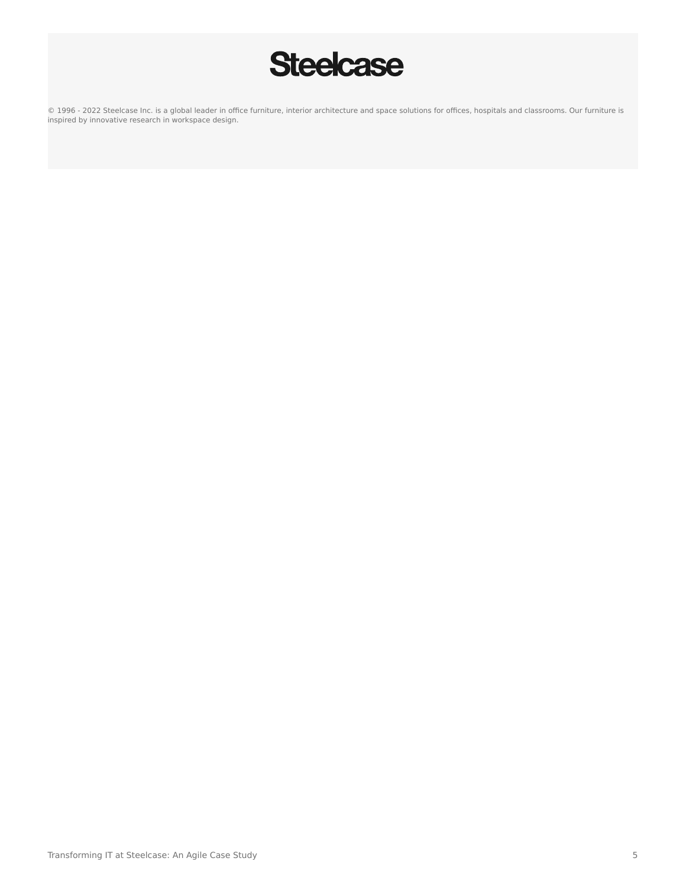Steelcase

© 1996 - 2022 Steelcase Inc. is a global leader in office furniture, interior architecture and space solutions for offices, hospitals and classrooms. Our furniture is inspired by innovative research in workspace design.